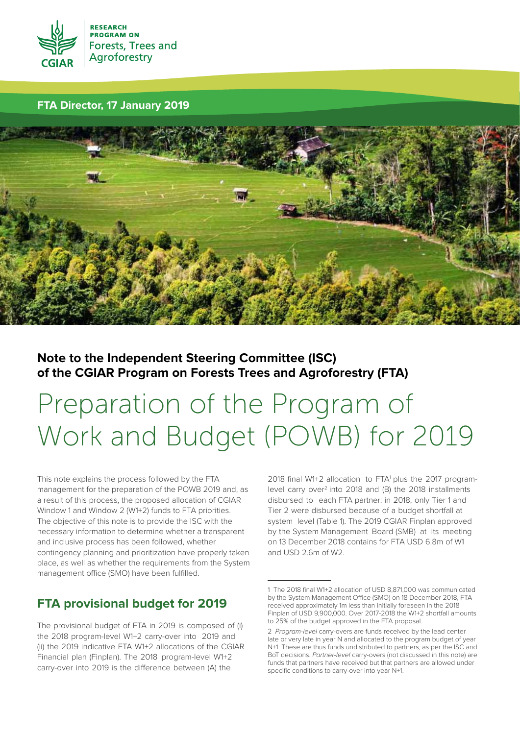RESEARCH PROGRAM ON Forests, Trees and Agroforestry

**FTA Director, 17 January 2019**

**Note to the Independent Steering Committee (ISC) of the CGIAR Program on Forests Trees and Agroforestry (FTA)**

# Preparation of the Program of Work and Budget (POWB) for 2019

This note explains the process followed by the FTA management for the preparation of the POWB 2019 and, as a result of this process, the proposed allocation of CGIAR Window 1 and Window 2 (W1+2) funds to FTA priorities. The objective of this note is to provide the ISC with the necessary information to determine whether a transparent and inclusive process has been followed, whether contingency planning and prioritization have properly taken place, as well as whether the requirements from the System management office (SMO) have been fulfilled.

## FTA provisional budget for 2019

The provisional budget of FTA in 2019 is composed of (i) the 2018 program-level W1+2 carry-over into 2019 and (ii) the 2019 indicative FTA W1+2 allocations of the CGIAR Financial plan (Finplan). The 2018 program-level W1+2 carry-over into 2019 is the difference between (A) the 2018 final W1+2 allocation to FTA[1] plus the 2017 program-level carry over[2] into 2018 and (B) the 2018 installments disbursed to each FTA partner: in 2018, only Tier 1 and Tier 2 were disbursed because of a budget shortfall at system level (Table 1). The 2019 CGIAR Finplan approved by the System Management Board (SMB) at its meeting on 13 December 2018 contains for FTA USD 6.8m of W1 and USD 2.6m of W2.

1 The 2018 final W1+2 allocation of USD 8,871,000 was communicated by the System Management Office (SMO) on 18 December 2018, FTA received approximately 1m less than initially foreseen in the 2018 Finplan of USD 9,900,000. Over 2017-2018 the W1+2 shortfall amounts to 25% of the budget approved in the FTA proposal.

2 *Program-level* carry-overs are funds received by the lead center late or very late in year N and allocated to the program budget of year N+1. These are thus funds undistributed to partners, as per the ISC and BoT decisions. *Partner-level* carry-overs (not discussed in this note) are funds that partners have received but that partners are allowed under specific conditions to carry-over into year N+1.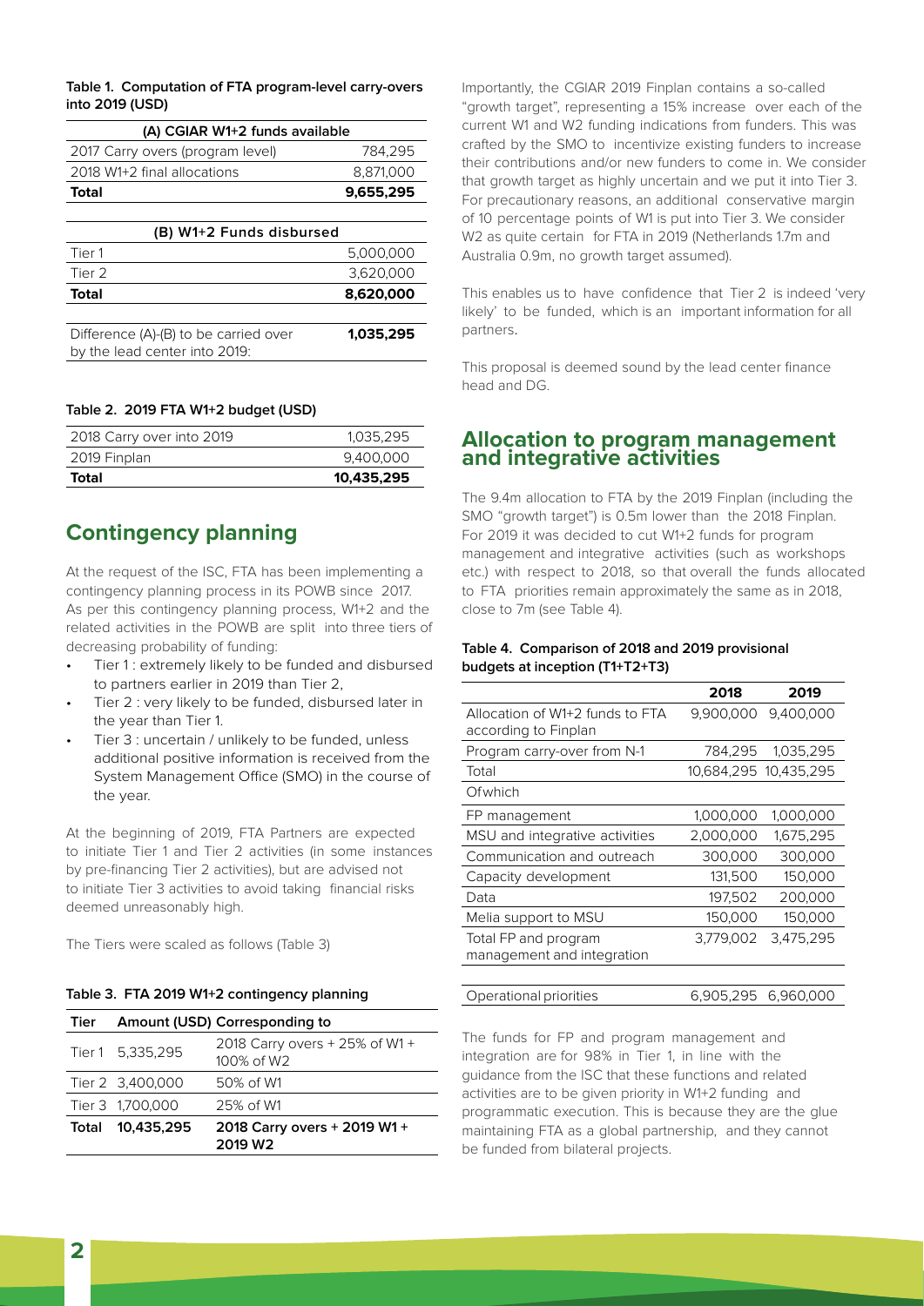**Table 1. Computation of FTA program-level carry-overs into 2019 (USD)**

| (A) CGIAR W1+2 funds available | |
|---|---|
| 2017 Carry overs (program level) | 784,295 |
| 2018 W1+2 final allocations | 8,871,000 |
| **Total** | **9,655,295** |

| (B) W1+2 Funds disbursed | |
|---|---|
| Tier 1 | 5,000,000 |
| Tier 2 | 3,620,000 |
| **Total** | **8,620,000** |
| Difference (A)-(B) to be carried over by the lead center into 2019: | **1,035,295** |

**Table 2. 2019 FTA W1+2 budget (USD)**

| | |
|---|---|
| 2018 Carry over into 2019 | 1,035,295 |
| 2019 Finplan | 9,400,000 |
| **Total** | **10,435,295** |

## Contingency planning

At the request of the ISC, FTA has been implementing a contingency planning process in its POWB since 2017. As per this contingency planning process, W1+2 and the related activities in the POWB are split into three tiers of decreasing probability of funding:

- Tier 1 : extremely likely to be funded and disbursed to partners earlier in 2019 than Tier 2,
- Tier 2 : very likely to be funded, disbursed later in the year than Tier 1.
- Tier 3 : uncertain / unlikely to be funded, unless additional positive information is received from the System Management Office (SMO) in the course of the year.

At the beginning of 2019, FTA Partners are expected to initiate Tier 1 and Tier 2 activities (in some instances by pre-financing Tier 2 activities), but are advised not to initiate Tier 3 activities to avoid taking financial risks deemed unreasonably high.

The Tiers were scaled as follows (Table 3)

**Table 3. FTA 2019 W1+2 contingency planning**

| Tier | Amount (USD) | Corresponding to |
|---|---|---|
| Tier 1 | 5,335,295 | 2018 Carry overs + 25% of W1 + 100% of W2 |
| Tier 2 | 3,400,000 | 50% of W1 |
| Tier 3 | 1,700,000 | 25% of W1 |
| **Total** | **10,435,295** | **2018 Carry overs + 2019 W1 + 2019 W2** |

Importantly, the CGIAR 2019 Finplan contains a so-called "growth target", representing a 15% increase over each of the current W1 and W2 funding indications from funders. This was crafted by the SMO to incentivize existing funders to increase their contributions and/or new funders to come in. We consider that growth target as highly uncertain and we put it into Tier 3. For precautionary reasons, an additional conservative margin of 10 percentage points of W1 is put into Tier 3. We consider W2 as quite certain for FTA in 2019 (Netherlands 1.7m and Australia 0.9m, no growth target assumed).

This enables us to have confidence that Tier 2 is indeed 'very likely' to be funded, which is an important information for all partners.

This proposal is deemed sound by the lead center finance head and DG.

## Allocation to program management and integrative activities

The 9.4m allocation to FTA by the 2019 Finplan (including the SMO "growth target") is 0.5m lower than the 2018 Finplan. For 2019 it was decided to cut W1+2 funds for program management and integrative activities (such as workshops etc.) with respect to 2018, so that overall the funds allocated to FTA priorities remain approximately the same as in 2018, close to 7m (see Table 4).

**Table 4. Comparison of 2018 and 2019 provisional budgets at inception (T1+T2+T3)**

| | 2018 | 2019 |
|---|---|---|
| Allocation of W1+2 funds to FTA according to Finplan | 9,900,000 | 9,400,000 |
| Program carry-over from N-1 | 784,295 | 1,035,295 |
| Total | 10,684,295 | 10,435,295 |
| Of which | | |
| FP management | 1,000,000 | 1,000,000 |
| MSU and integrative activities | 2,000,000 | 1,675,295 |
| Communication and outreach | 300,000 | 300,000 |
| Capacity development | 131,500 | 150,000 |
| Data | 197,502 | 200,000 |
| Melia support to MSU | 150,000 | 150,000 |
| Total FP and program management and integration | 3,779,002 | 3,475,295 |
| Operational priorities | 6,905,295 | 6,960,000 |

The funds for FP and program management and integration are for 98% in Tier 1, in line with the guidance from the ISC that these functions and related activities are to be given priority in W1+2 funding and programmatic execution. This is because they are the glue maintaining FTA as a global partnership, and they cannot be funded from bilateral projects.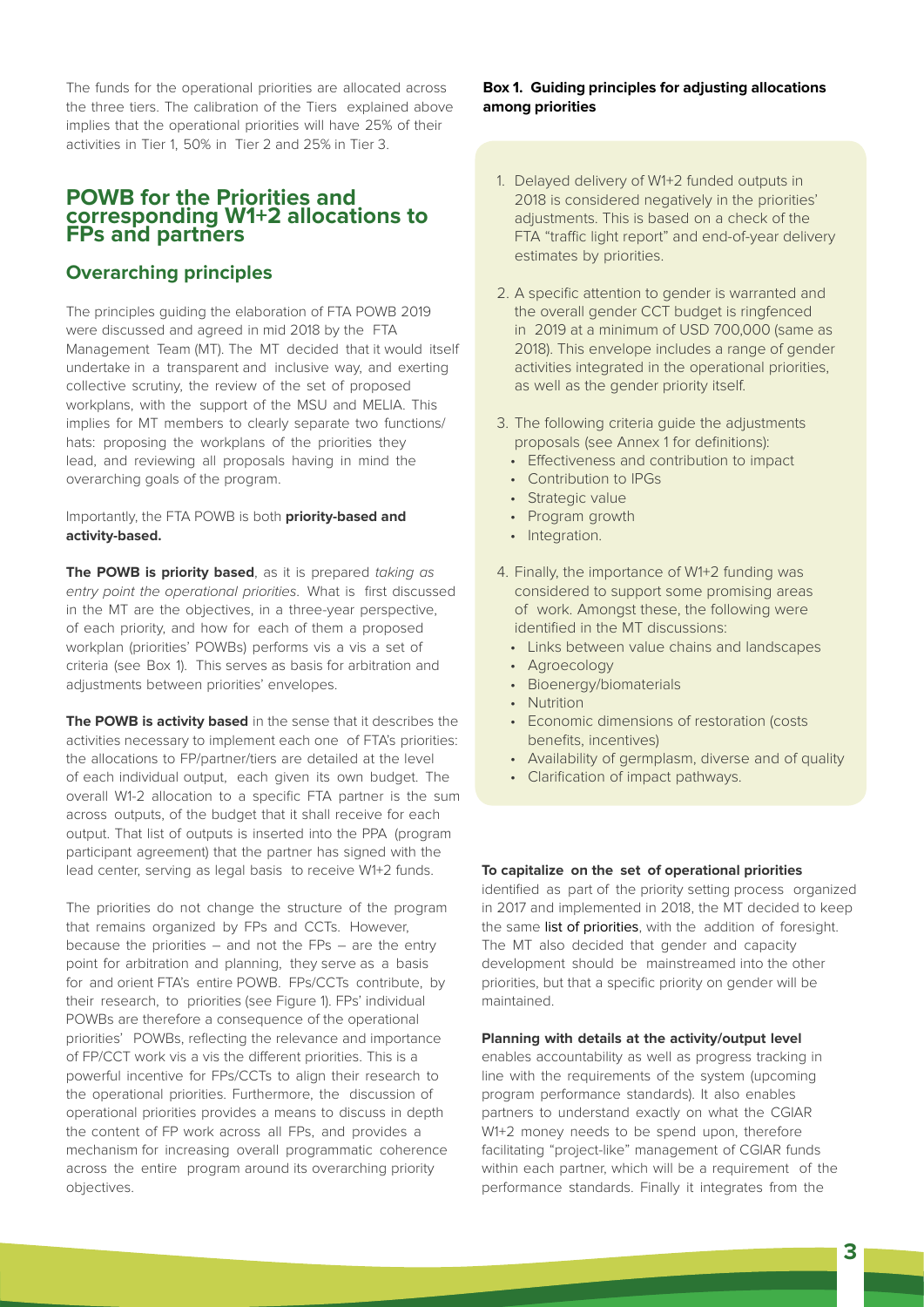The funds for the operational priorities are allocated across the three tiers. The calibration of the Tiers explained above implies that the operational priorities will have 25% of their activities in Tier 1, 50% in Tier 2 and 25% in Tier 3.

## POWB for the Priorities and corresponding W1+2 allocations to FPs and partners

### Overarching principles

The principles guiding the elaboration of FTA POWB 2019 were discussed and agreed in mid 2018 by the FTA Management Team (MT). The MT decided that it would itself undertake in a transparent and inclusive way, and exerting collective scrutiny, the review of the set of proposed workplans, with the support of the MSU and MELIA. This implies for MT members to clearly separate two functions/hats: proposing the workplans of the priorities they lead, and reviewing all proposals having in mind the overarching goals of the program.

Importantly, the FTA POWB is both **priority-based and activity-based.**

**The POWB is priority based**, as it is prepared *taking as entry point the operational priorities*. What is first discussed in the MT are the objectives, in a three-year perspective, of each priority, and how for each of them a proposed workplan (priorities' POWBs) performs vis a vis a set of criteria (see Box 1). This serves as basis for arbitration and adjustments between priorities' envelopes.

**The POWB is activity based** in the sense that it describes the activities necessary to implement each one of FTA's priorities: the allocations to FP/partner/tiers are detailed at the level of each individual output, each given its own budget. The overall W1-2 allocation to a specific FTA partner is the sum across outputs, of the budget that it shall receive for each output. That list of outputs is inserted into the PPA (program participant agreement) that the partner has signed with the lead center, serving as legal basis to receive W1+2 funds.

The priorities do not change the structure of the program that remains organized by FPs and CCTs. However, because the priorities – and not the FPs – are the entry point for arbitration and planning, they serve as a basis for and orient FTA's entire POWB. FPs/CCTs contribute, by their research, to priorities (see Figure 1). FPs' individual POWBs are therefore a consequence of the operational priorities' POWBs, reflecting the relevance and importance of FP/CCT work vis a vis the different priorities. This is a powerful incentive for FPs/CCTs to align their research to the operational priorities. Furthermore, the discussion of operational priorities provides a means to discuss in depth the content of FP work across all FPs, and provides a mechanism for increasing overall programmatic coherence across the entire program around its overarching priority objectives.

**Box 1. Guiding principles for adjusting allocations among priorities**

1. Delayed delivery of W1+2 funded outputs in 2018 is considered negatively in the priorities' adjustments. This is based on a check of the FTA "traffic light report" and end-of-year delivery estimates by priorities.
2. A specific attention to gender is warranted and the overall gender CCT budget is ringfenced in 2019 at a minimum of USD 700,000 (same as 2018). This envelope includes a range of gender activities integrated in the operational priorities, as well as the gender priority itself.
3. The following criteria guide the adjustments proposals (see Annex 1 for definitions):
   - Effectiveness and contribution to impact
   - Contribution to IPGs
   - Strategic value
   - Program growth
   - Integration.
4. Finally, the importance of W1+2 funding was considered to support some promising areas of work. Amongst these, the following were identified in the MT discussions:
   - Links between value chains and landscapes
   - Agroecology
   - Bioenergy/biomaterials
   - Nutrition
   - Economic dimensions of restoration (costs benefits, incentives)
   - Availability of germplasm, diverse and of quality
   - Clarification of impact pathways.

**To capitalize on the set of operational priorities** identified as part of the priority setting process organized in 2017 and implemented in 2018, the MT decided to keep the same list of priorities, with the addition of foresight. The MT also decided that gender and capacity development should be mainstreamed into the other priorities, but that a specific priority on gender will be maintained.

**Planning with details at the activity/output level** enables accountability as well as progress tracking in line with the requirements of the system (upcoming program performance standards). It also enables partners to understand exactly on what the CGIAR W1+2 money needs to be spend upon, therefore facilitating "project-like" management of CGIAR funds within each partner, which will be a requirement of the performance standards. Finally it integrates from the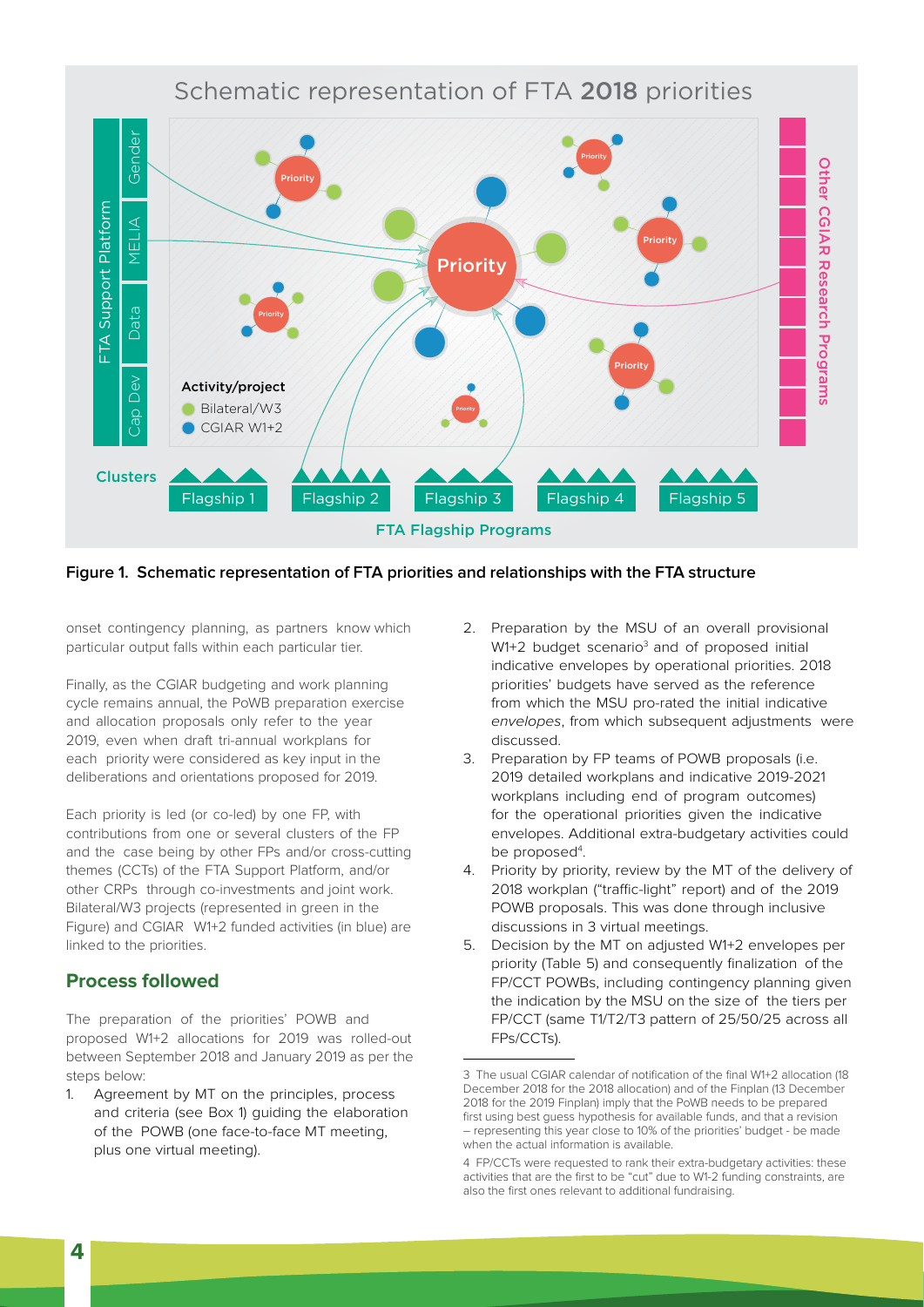Schematic representation of FTA **2018** priorities

**Figure 1. Schematic representation of FTA priorities and relationships with the FTA structure**

onset contingency planning, as partners know which particular output falls within each particular tier.

Finally, as the CGIAR budgeting and work planning cycle remains annual, the PoWB preparation exercise and allocation proposals only refer to the year 2019, even when draft tri-annual workplans for each priority were considered as key input in the deliberations and orientations proposed for 2019.

Each priority is led (or co-led) by one FP, with contributions from one or several clusters of the FP and the case being by other FPs and/or cross-cutting themes (CCTs) of the FTA Support Platform, and/or other CRPs through co-investments and joint work. Bilateral/W3 projects (represented in green in the Figure) and CGIAR W1+2 funded activities (in blue) are linked to the priorities.

## Process followed

The preparation of the priorities' POWB and proposed W1+2 allocations for 2019 was rolled-out between September 2018 and January 2019 as per the steps below:

1. Agreement by MT on the principles, process and criteria (see Box 1) guiding the elaboration of the POWB (one face-to-face MT meeting, plus one virtual meeting).
2. Preparation by the MSU of an overall provisional W1+2 budget scenario[3] and of proposed initial indicative envelopes by operational priorities. 2018 priorities' budgets have served as the reference from which the MSU pro-rated the initial indicative *envelopes*, from which subsequent adjustments were discussed.
3. Preparation by FP teams of POWB proposals (i.e. 2019 detailed workplans and indicative 2019-2021 workplans including end of program outcomes) for the operational priorities given the indicative envelopes. Additional extra-budgetary activities could be proposed[4].
4. Priority by priority, review by the MT of the delivery of 2018 workplan ("traffic-light" report) and of the 2019 POWB proposals. This was done through inclusive discussions in 3 virtual meetings.
5. Decision by the MT on adjusted W1+2 envelopes per priority (Table 5) and consequently finalization of the FP/CCT POWBs, including contingency planning given the indication by the MSU on the size of the tiers per FP/CCT (same T1/T2/T3 pattern of 25/50/25 across all FPs/CCTs).

3 The usual CGIAR calendar of notification of the final W1+2 allocation (18 December 2018 for the 2018 allocation) and of the Finplan (13 December 2018 for the 2019 Finplan) imply that the PoWB needs to be prepared first using best guess hypothesis for available funds, and that a revision – representing this year close to 10% of the priorities' budget - be made when the actual information is available.

4 FP/CCTs were requested to rank their extra-budgetary activities: these activities that are the first to be "cut" due to W1-2 funding constraints, are also the first ones relevant to additional fundraising.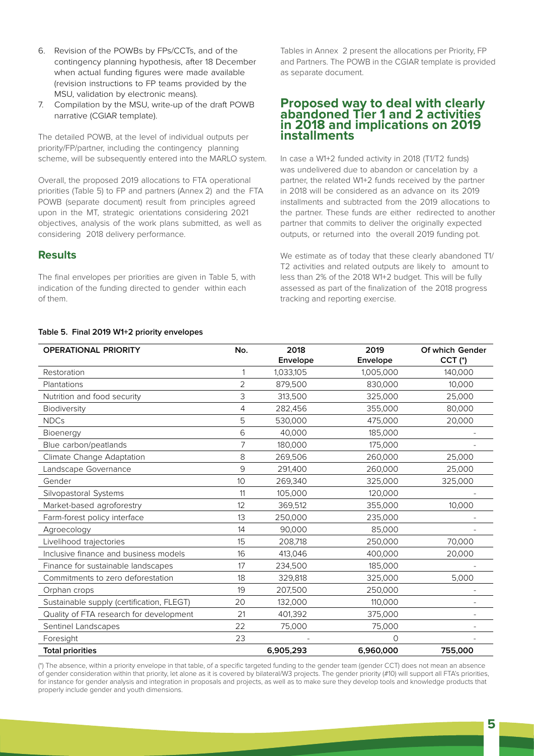6. Revision of the POWBs by FPs/CCTs, and of the contingency planning hypothesis, after 18 December when actual funding figures were made available (revision instructions to FP teams provided by the MSU, validation by electronic means).
7. Compilation by the MSU, write-up of the draft POWB narrative (CGIAR template).

The detailed POWB, at the level of individual outputs per priority/FP/partner, including the contingency planning scheme, will be subsequently entered into the MARLO system.

Overall, the proposed 2019 allocations to FTA operational priorities (Table 5) to FP and partners (Annex 2) and the FTA POWB (separate document) result from principles agreed upon in the MT, strategic orientations considering 2021 objectives, analysis of the work plans submitted, as well as considering 2018 delivery performance.

## Results

The final envelopes per priorities are given in Table 5, with indication of the funding directed to gender within each of them.

Tables in Annex 2 present the allocations per Priority, FP and Partners. The POWB in the CGIAR template is provided as separate document.

## Proposed way to deal with clearly abandoned Tier 1 and 2 activities in 2018 and implications on 2019 installments

In case a W1+2 funded activity in 2018 (T1/T2 funds) was undelivered due to abandon or cancelation by a partner, the related W1+2 funds received by the partner in 2018 will be considered as an advance on its 2019 installments and subtracted from the 2019 allocations to the partner. These funds are either redirected to another partner that commits to deliver the originally expected outputs, or returned into the overall 2019 funding pot.

We estimate as of today that these clearly abandoned T1/T2 activities and related outputs are likely to amount to less than 2% of the 2018 W1+2 budget. This will be fully assessed as part of the finalization of the 2018 progress tracking and reporting exercise.

**Table 5. Final 2019 W1+2 priority envelopes**

| OPERATIONAL PRIORITY | No. | 2018 Envelope | 2019 Envelope | Of which Gender CCT (*) |
|---|---|---|---|---|
| Restoration | 1 | 1,033,105 | 1,005,000 | 140,000 |
| Plantations | 2 | 879,500 | 830,000 | 10,000 |
| Nutrition and food security | 3 | 313,500 | 325,000 | 25,000 |
| Biodiversity | 4 | 282,456 | 355,000 | 80,000 |
| NDCs | 5 | 530,000 | 475,000 | 20,000 |
| Bioenergy | 6 | 40,000 | 185,000 | - |
| Blue carbon/peatlands | 7 | 180,000 | 175,000 | - |
| Climate Change Adaptation | 8 | 269,506 | 260,000 | 25,000 |
| Landscape Governance | 9 | 291,400 | 260,000 | 25,000 |
| Gender | 10 | 269,340 | 325,000 | 325,000 |
| Silvopastoral Systems | 11 | 105,000 | 120,000 | - |
| Market-based agroforestry | 12 | 369,512 | 355,000 | 10,000 |
| Farm-forest policy interface | 13 | 250,000 | 235,000 | - |
| Agroecology | 14 | 90,000 | 85,000 | - |
| Livelihood trajectories | 15 | 208,718 | 250,000 | 70,000 |
| Inclusive finance and business models | 16 | 413,046 | 400,000 | 20,000 |
| Finance for sustainable landscapes | 17 | 234,500 | 185,000 | - |
| Commitments to zero deforestation | 18 | 329,818 | 325,000 | 5,000 |
| Orphan crops | 19 | 207,500 | 250,000 | - |
| Sustainable supply (certification, FLEGT) | 20 | 132,000 | 110,000 | - |
| Quality of FTA research for development | 21 | 401,392 | 375,000 | - |
| Sentinel Landscapes | 22 | 75,000 | 75,000 | - |
| Foresight | 23 | - | 0 | - |
| **Total priorities** | | **6,905,293** | **6,960,000** | **755,000** |

(*) The absence, within a priority envelope in that table, of a specific targeted funding to the gender team (gender CCT) does not mean an absence of gender consideration within that priority, let alone as it is covered by bilateral/W3 projects. The gender priority (#10) will support all FTA's priorities, for instance for gender analysis and integration in proposals and projects, as well as to make sure they develop tools and knowledge products that properly include gender and youth dimensions.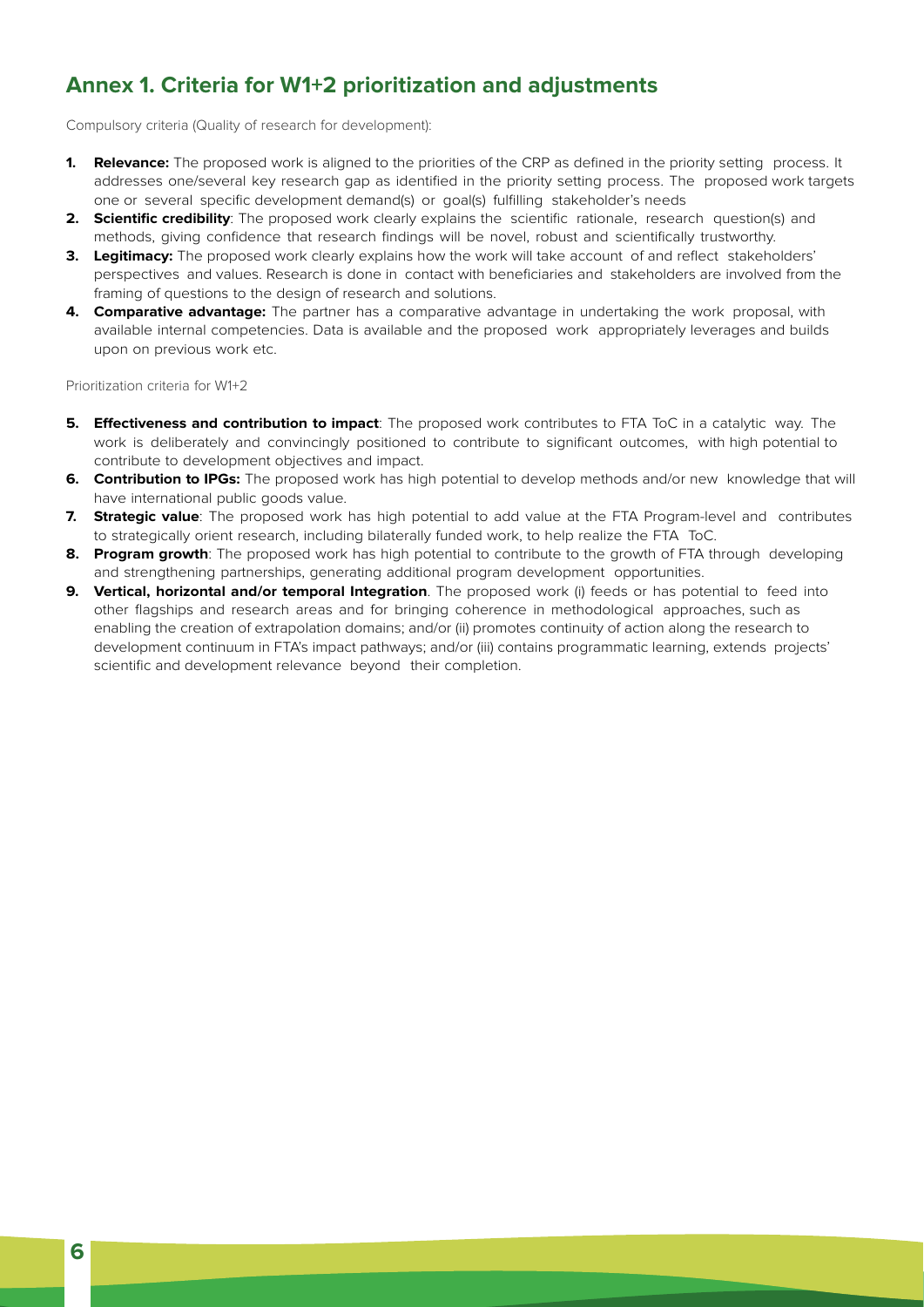## Annex 1. Criteria for W1+2 prioritization and adjustments

Compulsory criteria (Quality of research for development):

1. **Relevance:** The proposed work is aligned to the priorities of the CRP as defined in the priority setting process. It addresses one/several key research gap as identified in the priority setting process. The proposed work targets one or several specific development demand(s) or goal(s) fulfilling stakeholder's needs
2. **Scientific credibility**: The proposed work clearly explains the scientific rationale, research question(s) and methods, giving confidence that research findings will be novel, robust and scientifically trustworthy.
3. **Legitimacy:** The proposed work clearly explains how the work will take account of and reflect stakeholders' perspectives and values. Research is done in contact with beneficiaries and stakeholders are involved from the framing of questions to the design of research and solutions.
4. **Comparative advantage:** The partner has a comparative advantage in undertaking the work proposal, with available internal competencies. Data is available and the proposed work appropriately leverages and builds upon on previous work etc.

Prioritization criteria for W1+2

5. **Effectiveness and contribution to impact**: The proposed work contributes to FTA ToC in a catalytic way. The work is deliberately and convincingly positioned to contribute to significant outcomes, with high potential to contribute to development objectives and impact.
6. **Contribution to IPGs:** The proposed work has high potential to develop methods and/or new knowledge that will have international public goods value.
7. **Strategic value**: The proposed work has high potential to add value at the FTA Program-level and contributes to strategically orient research, including bilaterally funded work, to help realize the FTA ToC.
8. **Program growth**: The proposed work has high potential to contribute to the growth of FTA through developing and strengthening partnerships, generating additional program development opportunities.
9. **Vertical, horizontal and/or temporal Integration**. The proposed work (i) feeds or has potential to feed into other flagships and research areas and for bringing coherence in methodological approaches, such as enabling the creation of extrapolation domains; and/or (ii) promotes continuity of action along the research to development continuum in FTA's impact pathways; and/or (iii) contains programmatic learning, extends projects' scientific and development relevance beyond their completion.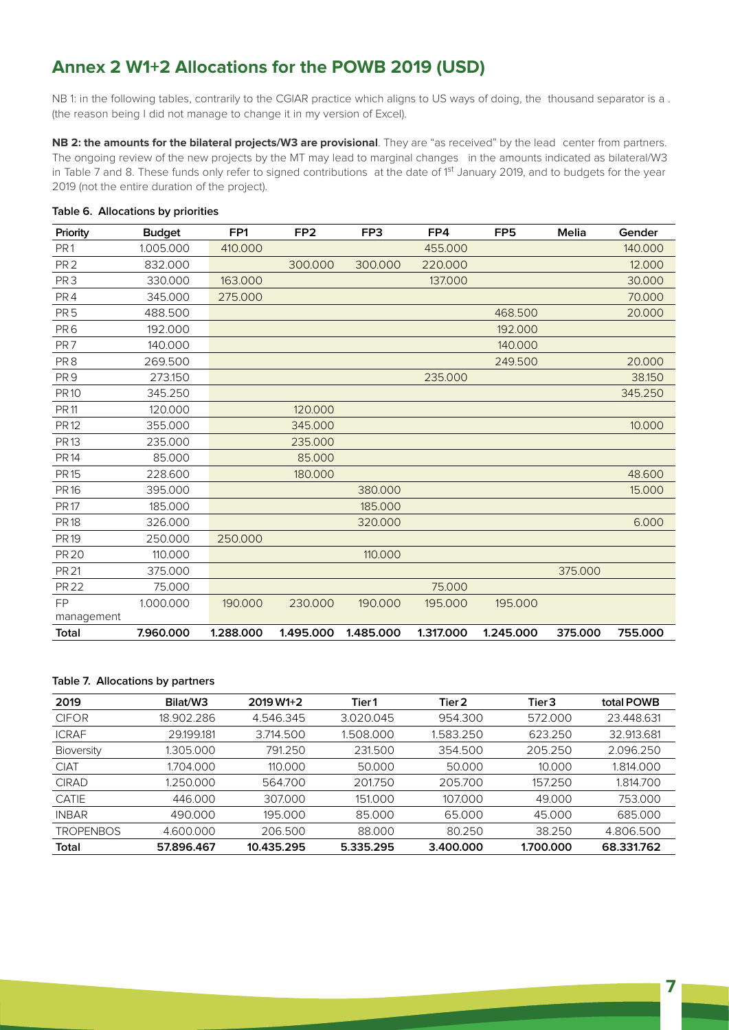## Annex 2 W1+2 Allocations for the POWB 2019 (USD)

NB 1: in the following tables, contrarily to the CGIAR practice which aligns to US ways of doing, the thousand separator is a . (the reason being I did not manage to change it in my version of Excel).

**NB 2: the amounts for the bilateral projects/W3 are provisional**. They are "as received" by the lead center from partners. The ongoing review of the new projects by the MT may lead to marginal changes in the amounts indicated as bilateral/W3 in Table 7 and 8. These funds only refer to signed contributions at the date of 1st January 2019, and to budgets for the year 2019 (not the entire duration of the project).

**Table 6. Allocations by priorities**

| Priority | Budget | FP1 | FP2 | FP3 | FP4 | FP5 | Melia | Gender |
|---|---|---|---|---|---|---|---|---|
| PR1 | 1.005.000 | 410.000 | | | 455.000 | | | 140.000 |
| PR2 | 832.000 | | 300.000 | 300.000 | 220.000 | | | 12.000 |
| PR3 | 330.000 | 163.000 | | | 137.000 | | | 30.000 |
| PR4 | 345.000 | 275.000 | | | | | | 70.000 |
| PR5 | 488.500 | | | | | 468.500 | | 20.000 |
| PR6 | 192.000 | | | | | 192.000 | | |
| PR7 | 140.000 | | | | | 140.000 | | |
| PR8 | 269.500 | | | | | 249.500 | | 20.000 |
| PR9 | 273.150 | | | | 235.000 | | | 38.150 |
| PR10 | 345.250 | | | | | | | 345.250 |
| PR11 | 120.000 | | 120.000 | | | | | |
| PR12 | 355.000 | | 345.000 | | | | | 10.000 |
| PR13 | 235.000 | | 235.000 | | | | | |
| PR14 | 85.000 | | 85.000 | | | | | |
| PR15 | 228.600 | | 180.000 | | | | | 48.600 |
| PR16 | 395.000 | | | 380.000 | | | | 15.000 |
| PR17 | 185.000 | | | 185.000 | | | | |
| PR18 | 326.000 | | | 320.000 | | | | 6.000 |
| PR19 | 250.000 | 250.000 | | | | | | |
| PR20 | 110.000 | | | 110.000 | | | | |
| PR21 | 375.000 | | | | | | 375.000 | |
| PR22 | 75.000 | | | | 75.000 | | | |
| FP management | 1.000.000 | 190.000 | 230.000 | 190.000 | 195.000 | 195.000 | | |
| **Total** | **7.960.000** | **1.288.000** | **1.495.000** | **1.485.000** | **1.317.000** | **1.245.000** | **375.000** | **755.000** |

**Table 7. Allocations by partners**

| 2019 | Bilat/W3 | 2019 W1+2 | Tier1 | Tier 2 | Tier3 | total POWB |
|---|---|---|---|---|---|---|
| CIFOR | 18.902.286 | 4.546.345 | 3.020.045 | 954.300 | 572.000 | 23.448.631 |
| ICRAF | 29.199.181 | 3.714.500 | 1.508.000 | 1.583.250 | 623.250 | 32.913.681 |
| Bioversity | 1.305.000 | 791.250 | 231.500 | 354.500 | 205.250 | 2.096.250 |
| CIAT | 1.704.000 | 110.000 | 50.000 | 50.000 | 10.000 | 1.814.000 |
| CIRAD | 1.250.000 | 564.700 | 201.750 | 205.700 | 157.250 | 1.814.700 |
| CATIE | 446.000 | 307.000 | 151.000 | 107.000 | 49.000 | 753.000 |
| INBAR | 490.000 | 195.000 | 85.000 | 65.000 | 45.000 | 685.000 |
| TROPENBOS | 4.600.000 | 206.500 | 88.000 | 80.250 | 38.250 | 4.806.500 |
| **Total** | **57.896.467** | **10.435.295** | **5.335.295** | **3.400.000** | **1.700.000** | **68.331.762** |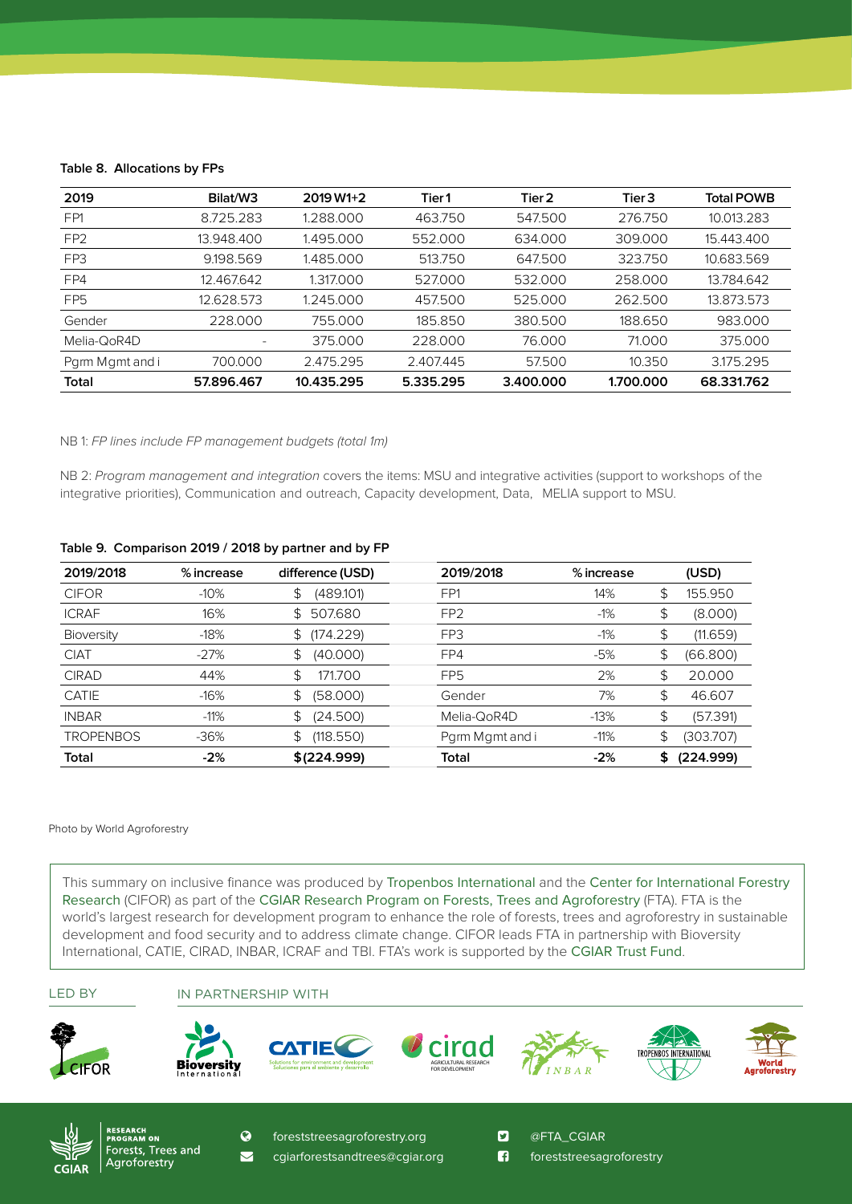**Table 8. Allocations by FPs**

| 2019 | Bilat/W3 | 2019 W1+2 | Tier 1 | Tier 2 | Tier 3 | Total POWB |
|---|---|---|---|---|---|---|
| FP1 | 8.725.283 | 1.288.000 | 463.750 | 547.500 | 276.750 | 10.013.283 |
| FP2 | 13.948.400 | 1.495.000 | 552.000 | 634.000 | 309.000 | 15.443.400 |
| FP3 | 9.198.569 | 1.485.000 | 513.750 | 647.500 | 323.750 | 10.683.569 |
| FP4 | 12.467.642 | 1.317.000 | 527.000 | 532.000 | 258.000 | 13.784.642 |
| FP5 | 12.628.573 | 1.245.000 | 457.500 | 525.000 | 262.500 | 13.873.573 |
| Gender | 228.000 | 755.000 | 185.850 | 380.500 | 188.650 | 983.000 |
| Melia-QoR4D | - | 375.000 | 228.000 | 76.000 | 71.000 | 375.000 |
| Pgrm Mgmt and i | 700.000 | 2.475.295 | 2.407.445 | 57.500 | 10.350 | 3.175.295 |
| **Total** | **57.896.467** | **10.435.295** | **5.335.295** | **3.400.000** | **1.700.000** | **68.331.762** |

NB 1: *FP lines include FP management budgets (total 1m)*

NB 2: *Program management and integration* covers the items: MSU and integrative activities (support to workshops of the integrative priorities), Communication and outreach, Capacity development, Data, MELIA support to MSU.

**Table 9. Comparison 2019 / 2018 by partner and by FP**

| 2019/2018 | % increase | difference (USD) |
|---|---|---|
| CIFOR | -10% | $ (489.101) |
| ICRAF | 16% | $ 507.680 |
| Bioversity | -18% | $ (174.229) |
| CIAT | -27% | $ (40.000) |
| CIRAD | 44% | $ 171.700 |
| CATIE | -16% | $ (58.000) |
| INBAR | -11% | $ (24.500) |
| TROPENBOS | -36% | $ (118.550) |
| **Total** | **-2%** | **$ (224.999)** |

| 2019/2018 | % increase | (USD) |
|---|---|---|
| FP1 | 14% | $ 155.950 |
| FP2 | -1% | $ (8.000) |
| FP3 | -1% | $ (11.659) |
| FP4 | -5% | $ (66.800) |
| FP5 | 2% | $ 20.000 |
| Gender | 7% | $ 46.607 |
| Melia-QoR4D | -13% | $ (57.391) |
| Pgrm Mgmt and i | -11% | $ (303.707) |
| **Total** | **-2%** | **$ (224.999)** |

Photo by World Agroforestry

This summary on inclusive finance was produced by Tropenbos International and the Center for International Forestry Research (CIFOR) as part of the CGIAR Research Program on Forests, Trees and Agroforestry (FTA). FTA is the world's largest research for development program to enhance the role of forests, trees and agroforestry in sustainable development and food security and to address climate change. CIFOR leads FTA in partnership with Bioversity International, CATIE, CIRAD, INBAR, ICRAF and TBI. FTA's work is supported by the CGIAR Trust Fund.

LED BY

IN PARTNERSHIP WITH

RESEARCH PROGRAM ON Forests, Trees and Agroforestry

foreststreesagroforestry.org

cgiarforestsandtrees@cgiar.org

@FTA_CGIAR

foreststreesagroforestry